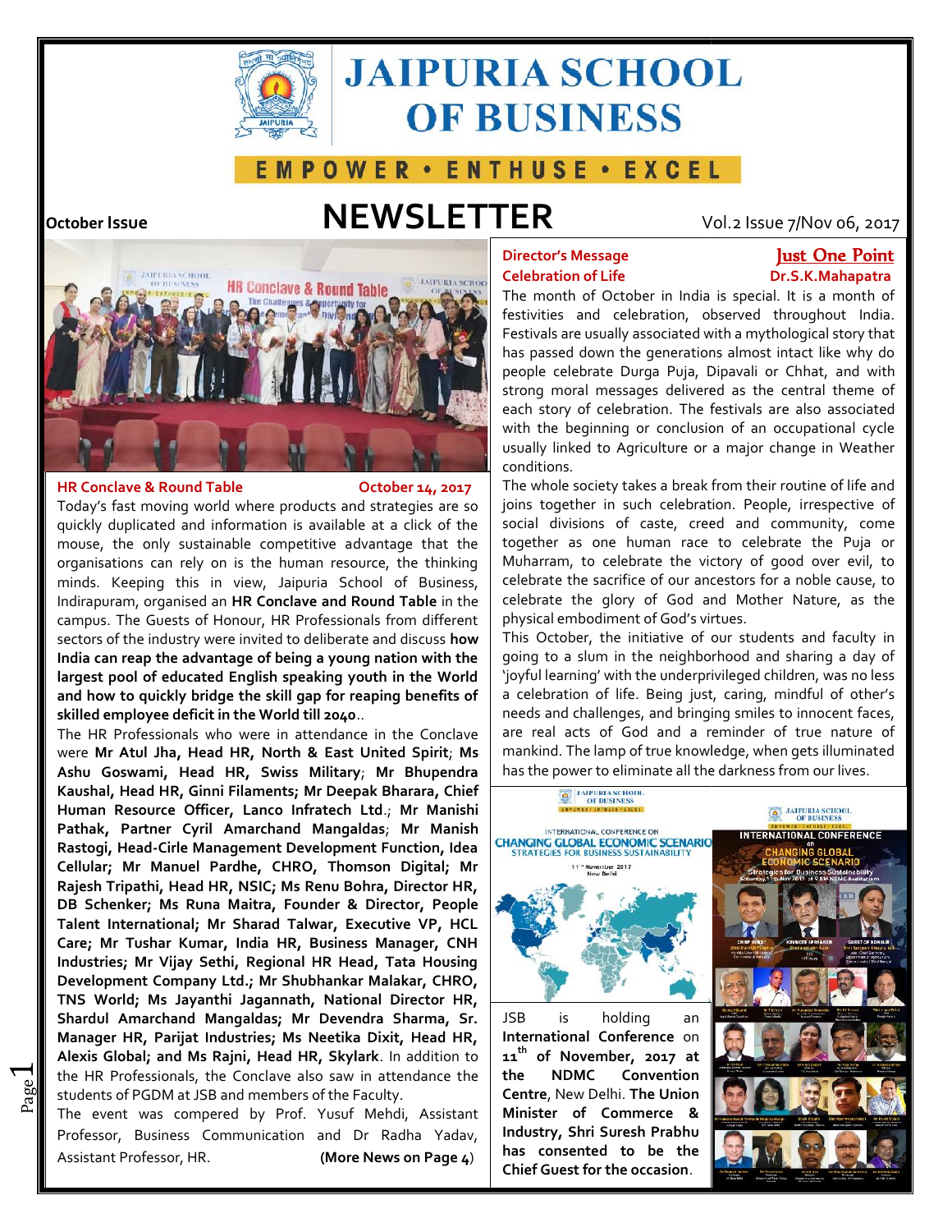# JAIPURIA SCHOOL OF BUSINESS

EMPOWER • ENTHUSE • EXCEL

October Issue

# NEWSLETTER

Vol.2 Issue 7/Nov 06, 2017

## HR Conclave & Round Table — October 14, 2017

Today's fast moving world where products and strategies are so quickly duplicated and information is available at a click of the mouse, the only sustainable competitive advantage that the organisations can rely on is the human resource, the thinking minds. Keeping this in view, Jaipuria School of Business, Indirapuram, organised an **HR Conclave and Round Table** in the campus. The Guests of Honour, HR Professionals from different sectors of the industry were invited to deliberate and discuss **how India can reap the advantage of being a young nation with the largest pool of educated English speaking youth in the World and how to quickly bridge the skill gap for reaping benefits of skilled employee deficit in the World till 2040**..

The HR Professionals who were in attendance in the Conclave were **Mr Atul Jha, Head HR, North & East United Spirit**; **Ms Ashu Goswami, Head HR, Swiss Military**; **Mr Bhupendra Kaushal, Head HR, Ginni Filaments; Mr Deepak Bharara, Chief Human Resource Officer, Lanco Infratech Ltd.**; **Mr Manishi Pathak, Partner Cyril Amarchand Mangaldas**; **Mr Manish Rastogi, Head-Cirle Management Development Function, Idea Cellular; Mr Manuel Pardhe, CHRO, Thomson Digital; Mr Rajesh Tripathi, Head HR, NSIC; Ms Renu Bohra, Director HR, DB Schenker; Ms Runa Maitra, Founder & Director, People Talent International; Mr Sharad Talwar, Executive VP, HCL Care; Mr Tushar Kumar, India HR, Business Manager, CNH Industries; Mr Vijay Sethi, Regional HR Head, Tata Housing Development Company Ltd.; Mr Shubhankar Malakar, CHRO, TNS World; Ms Jayanthi Jagannath, National Director HR, Shardul Amarchand Mangaldas; Mr Devendra Sharma, Sr. Manager HR, Parijat Industries; Ms Neetika Dixit, Head HR, Alexis Global; and Ms Rajni, Head HR, Skylark**. In addition to the HR Professionals, the Conclave also saw in attendance the students of PGDM at JSB and members of the Faculty.

The event was compered by Prof. Yusuf Mehdi, Assistant Professor, Business Communication and Dr Radha Yadav, Assistant Professor, HR. **(More News on Page 4)**

## Director's Message — Celebration of Life

### Just One Point — Dr.S.K.Mahapatra

The month of October in India is special. It is a month of festivities and celebration, observed throughout India. Festivals are usually associated with a mythological story that has passed down the generations almost intact like why do people celebrate Durga Puja, Dipavali or Chhat, and with strong moral messages delivered as the central theme of each story of celebration. The festivals are also associated with the beginning or conclusion of an occupational cycle usually linked to Agriculture or a major change in Weather conditions.

The whole society takes a break from their routine of life and joins together in such celebration. People, irrespective of social divisions of caste, creed and community, come together as one human race to celebrate the Puja or Muharram, to celebrate the victory of good over evil, to celebrate the sacrifice of our ancestors for a noble cause, to celebrate the glory of God and Mother Nature, as the physical embodiment of God's virtues.

This October, the initiative of our students and faculty in going to a slum in the neighborhood and sharing a day of 'joyful learning' with the underprivileged children, was no less a celebration of life. Being just, caring, mindful of other's needs and challenges, and bringing smiles to innocent faces, are real acts of God and a reminder of true nature of mankind. The lamp of true knowledge, when gets illuminated has the power to eliminate all the darkness from our lives.

JSB is holding an **International Conference** on **11th of November, 2017 at the NDMC Convention Centre**, New Delhi. **The Union Minister of Commerce & Industry, Shri Suresh Prabhu has consented to be the Chief Guest for the occasion**.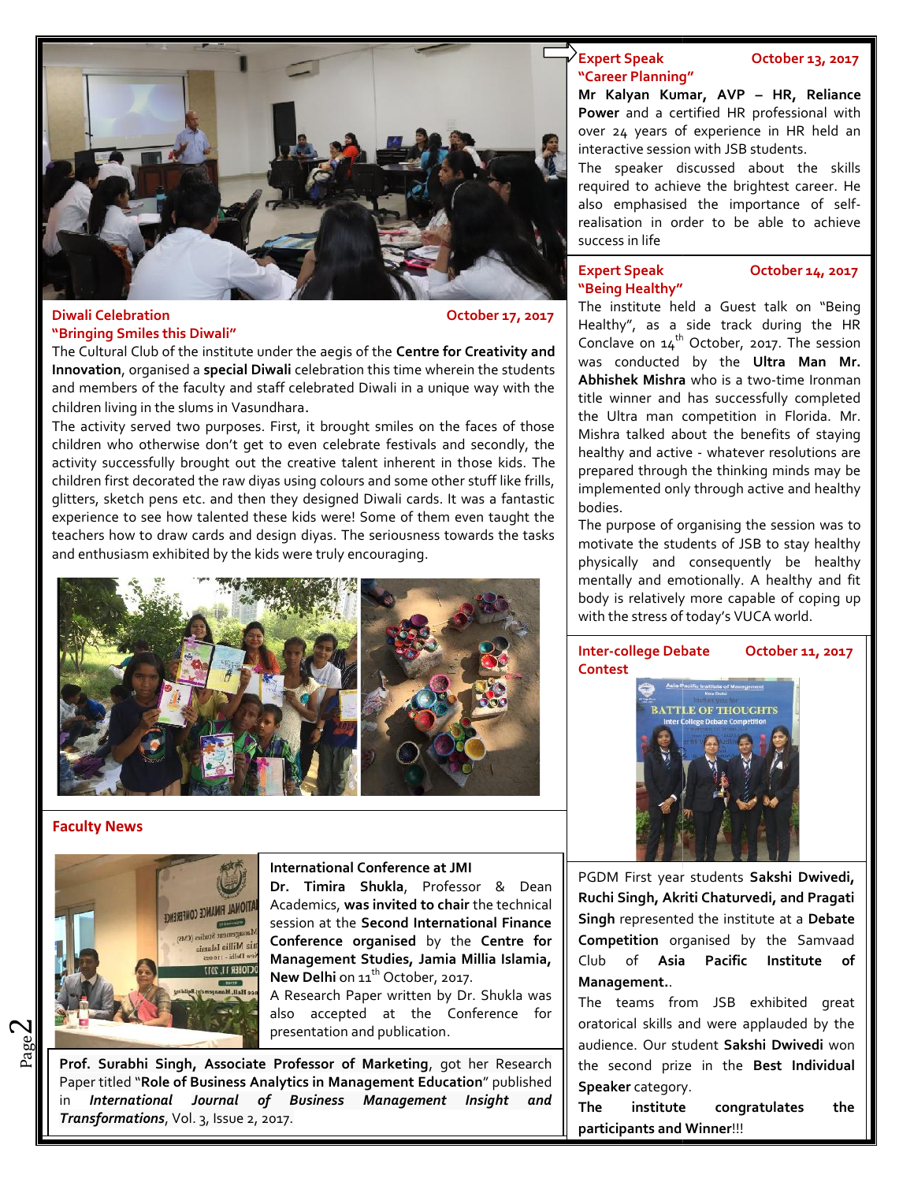## Diwali Celebration — October 17, 2017

### "Bringing Smiles this Diwali"

The Cultural Club of the institute under the aegis of the **Centre for Creativity and Innovation**, organised a **special Diwali** celebration this time wherein the students and members of the faculty and staff celebrated Diwali in a unique way with the children living in the slums in Vasundhara.

The activity served two purposes. First, it brought smiles on the faces of those children who otherwise don't get to even celebrate festivals and secondly, the activity successfully brought out the creative talent inherent in those kids. The children first decorated the raw diyas using colours and some other stuff like frills, glitters, sketch pens etc. and then they designed Diwali cards. It was a fantastic experience to see how talented these kids were! Some of them even taught the teachers how to draw cards and design diyas. The seriousness towards the tasks and enthusiasm exhibited by the kids were truly encouraging.

## Faculty News

### International Conference at JMI

**Dr. Timira Shukla**, Professor & Dean Academics, **was invited to chair** the technical session at the **Second International Finance Conference organised** by the **Centre for Management Studies, Jamia Millia Islamia, New Delhi** on 11th October, 2017.

A Research Paper written by Dr. Shukla was also accepted at the Conference for presentation and publication.

**Prof. Surabhi Singh, Associate Professor of Marketing**, got her Research Paper titled "**Role of Business Analytics in Management Education**" published in ***International Journal of Business Management Insight and Transformations***, Vol. 3, Issue 2, 2017.

## Expert Speak — October 13, 2017

### "Career Planning"

**Mr Kalyan Kumar, AVP – HR, Reliance Power** and a certified HR professional with over 24 years of experience in HR held an interactive session with JSB students.

The speaker discussed about the skills required to achieve the brightest career. He also emphasised the importance of self-realisation in order to be able to achieve success in life

## Expert Speak — October 14, 2017

### "Being Healthy"

The institute held a Guest talk on "Being Healthy", as a side track during the HR Conclave on 14th October, 2017. The session was conducted by the **Ultra Man Mr. Abhishek Mishra** who is a two-time Ironman title winner and has successfully completed the Ultra man competition in Florida. Mr. Mishra talked about the benefits of staying healthy and active - whatever resolutions are prepared through the thinking minds may be implemented only through active and healthy bodies.

The purpose of organising the session was to motivate the students of JSB to stay healthy physically and consequently be healthy mentally and emotionally. A healthy and fit body is relatively more capable of coping up with the stress of today's VUCA world.

## Inter-college Debate Contest — October 11, 2017

PGDM First year students **Sakshi Dwivedi, Ruchi Singh, Akriti Chaturvedi, and Pragati Singh** represented the institute at a **Debate Competition** organised by the Samvaad Club of **Asia Pacific Institute of Management.**.

The teams from JSB exhibited great oratorical skills and were applauded by the audience. Our student **Sakshi Dwivedi** won the second prize in the **Best Individual Speaker** category.

**The institute congratulates the participants and Winner**!!!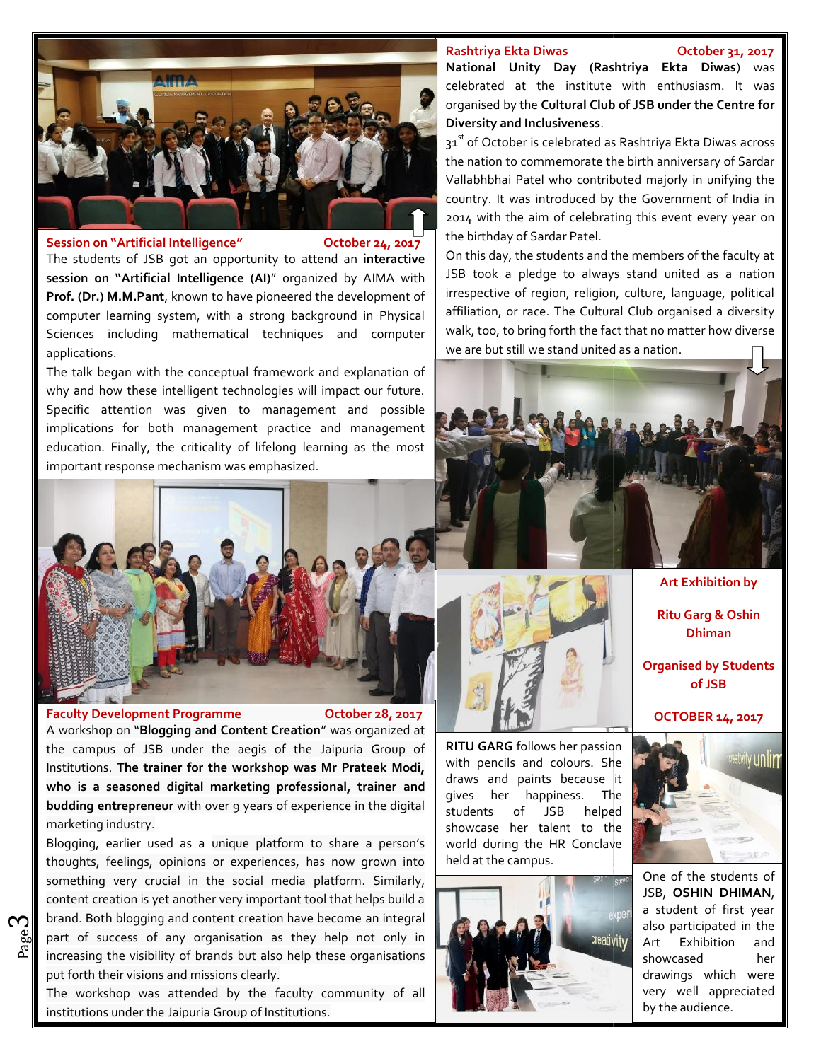## Session on "Artificial Intelligence" — October 24, 2017

The students of JSB got an opportunity to attend an **interactive session on "Artificial Intelligence (AI)**" organized by AIMA with **Prof. (Dr.) M.M.Pant**, known to have pioneered the development of computer learning system, with a strong background in Physical Sciences including mathematical techniques and computer applications.

The talk began with the conceptual framework and explanation of why and how these intelligent technologies will impact our future. Specific attention was given to management and possible implications for both management practice and management education. Finally, the criticality of lifelong learning as the most important response mechanism was emphasized.

## Faculty Development Programme — October 28, 2017

A workshop on "**Blogging and Content Creation**" was organized at the campus of JSB under the aegis of the Jaipuria Group of Institutions. **The trainer for the workshop was Mr Prateek Modi, who is a seasoned digital marketing professional, trainer and budding entrepreneur** with over 9 years of experience in the digital marketing industry.

Blogging, earlier used as a unique platform to share a person's thoughts, feelings, opinions or experiences, has now grown into something very crucial in the social media platform. Similarly, content creation is yet another very important tool that helps build a brand. Both blogging and content creation have become an integral part of success of any organisation as they help not only in increasing the visibility of brands but also help these organisations put forth their visions and missions clearly.

The workshop was attended by the faculty community of all institutions under the Jaipuria Group of Institutions.

## Rashtriya Ekta Diwas — October 31, 2017

**National Unity Day (Rashtriya Ekta Diwas)** was celebrated at the institute with enthusiasm. It was organised by the **Cultural Club of JSB under the Centre for Diversity and Inclusiveness**.

31st of October is celebrated as Rashtriya Ekta Diwas across the nation to commemorate the birth anniversary of Sardar Vallabhbhai Patel who contributed majorly in unifying the country. It was introduced by the Government of India in 2014 with the aim of celebrating this event every year on the birthday of Sardar Patel.

On this day, the students and the members of the faculty at JSB took a pledge to always stand united as a nation irrespective of region, religion, culture, language, political affiliation, or race. The Cultural Club organised a diversity walk, too, to bring forth the fact that no matter how diverse we are but still we stand united as a nation.

## Art Exhibition by Ritu Garg & Oshin Dhiman

**Organised by Students of JSB**

**OCTOBER 14, 2017**

**RITU GARG** follows her passion with pencils and colours. She draws and paints because it gives her happiness. The students of JSB helped showcase her talent to the world during the HR Conclave held at the campus.

One of the students of JSB, **OSHIN DHIMAN**, a student of first year also participated in the Art Exhibition and showcased her drawings which were very well appreciated by the audience.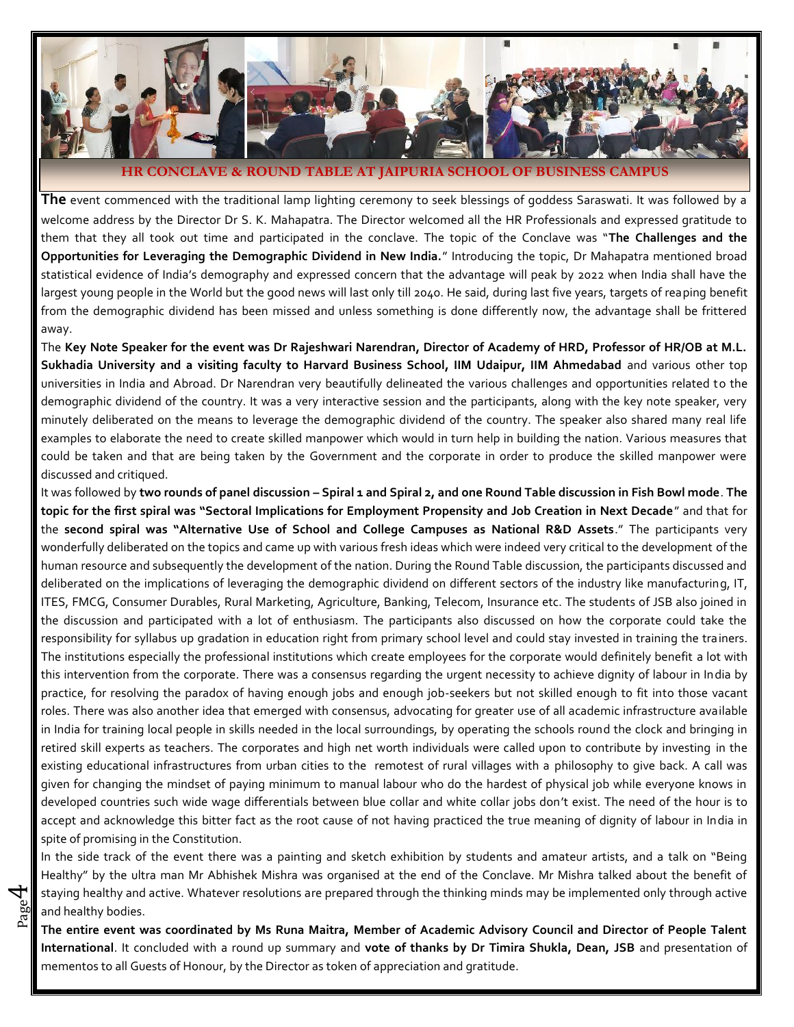## HR CONCLAVE & ROUND TABLE AT JAIPURIA SCHOOL OF BUSINESS CAMPUS

**The** event commenced with the traditional lamp lighting ceremony to seek blessings of goddess Saraswati. It was followed by a welcome address by the Director Dr S. K. Mahapatra. The Director welcomed all the HR Professionals and expressed gratitude to them that they all took out time and participated in the conclave. The topic of the Conclave was "**The Challenges and the Opportunities for Leveraging the Demographic Dividend in New India.**" Introducing the topic, Dr Mahapatra mentioned broad statistical evidence of India's demography and expressed concern that the advantage will peak by 2022 when India shall have the largest young people in the World but the good news will last only till 2040. He said, during last five years, targets of reaping benefit from the demographic dividend has been missed and unless something is done differently now, the advantage shall be frittered away.

The **Key Note Speaker for the event was Dr Rajeshwari Narendran, Director of Academy of HRD, Professor of HR/OB at M.L. Sukhadia University and a visiting faculty to Harvard Business School, IIM Udaipur, IIM Ahmedabad** and various other top universities in India and Abroad. Dr Narendran very beautifully delineated the various challenges and opportunities related to the demographic dividend of the country. It was a very interactive session and the participants, along with the key note speaker, very minutely deliberated on the means to leverage the demographic dividend of the country. The speaker also shared many real life examples to elaborate the need to create skilled manpower which would in turn help in building the nation. Various measures that could be taken and that are being taken by the Government and the corporate in order to produce the skilled manpower were discussed and critiqued.

It was followed by **two rounds of panel discussion – Spiral 1 and Spiral 2, and one Round Table discussion in Fish Bowl mode**. **The topic for the first spiral was "Sectoral Implications for Employment Propensity and Job Creation in Next Decade**" and that for the **second spiral was "Alternative Use of School and College Campuses as National R&D Assets**." The participants very wonderfully deliberated on the topics and came up with various fresh ideas which were indeed very critical to the development of the human resource and subsequently the development of the nation. During the Round Table discussion, the participants discussed and deliberated on the implications of leveraging the demographic dividend on different sectors of the industry like manufacturing, IT, ITES, FMCG, Consumer Durables, Rural Marketing, Agriculture, Banking, Telecom, Insurance etc. The students of JSB also joined in the discussion and participated with a lot of enthusiasm. The participants also discussed on how the corporate could take the responsibility for syllabus up gradation in education right from primary school level and could stay invested in training the trainers. The institutions especially the professional institutions which create employees for the corporate would definitely benefit a lot with this intervention from the corporate. There was a consensus regarding the urgent necessity to achieve dignity of labour in India by practice, for resolving the paradox of having enough jobs and enough job-seekers but not skilled enough to fit into those vacant roles. There was also another idea that emerged with consensus, advocating for greater use of all academic infrastructure available in India for training local people in skills needed in the local surroundings, by operating the schools round the clock and bringing in retired skill experts as teachers. The corporates and high net worth individuals were called upon to contribute by investing in the existing educational infrastructures from urban cities to the remotest of rural villages with a philosophy to give back. A call was given for changing the mindset of paying minimum to manual labour who do the hardest of physical job while everyone knows in developed countries such wide wage differentials between blue collar and white collar jobs don't exist. The need of the hour is to accept and acknowledge this bitter fact as the root cause of not having practiced the true meaning of dignity of labour in India in spite of promising in the Constitution.

In the side track of the event there was a painting and sketch exhibition by students and amateur artists, and a talk on "Being Healthy" by the ultra man Mr Abhishek Mishra was organised at the end of the Conclave. Mr Mishra talked about the benefit of staying healthy and active. Whatever resolutions are prepared through the thinking minds may be implemented only through active and healthy bodies.

**The entire event was coordinated by Ms Runa Maitra, Member of Academic Advisory Council and Director of People Talent International**. It concluded with a round up summary and **vote of thanks by Dr Timira Shukla, Dean, JSB** and presentation of mementos to all Guests of Honour, by the Director as token of appreciation and gratitude.